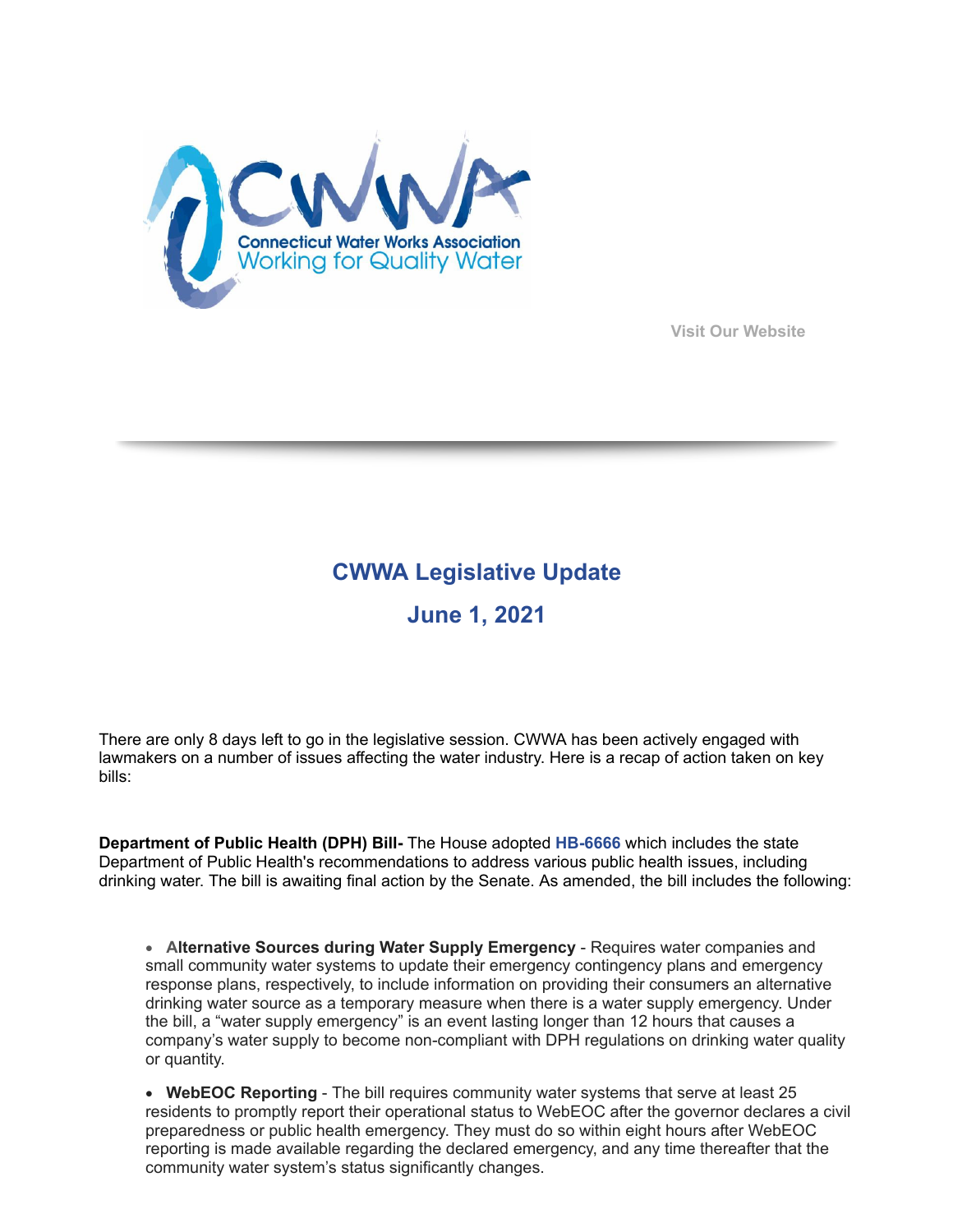Visit Our Website

## CWWA Legislative Update

## June 1, 2021

There are only 8 days left to go in the legislative session. CWWA has been actively engaged with lawmakers on a number of issues affecting the water industry. Here is a recap of action taken on key bills:

**Department of Public Health (DPH) Bill-** The House adopted **HB-6666** which includes the state Department of Public Health's recommendations to address various public health issues, including drinking water. The bill is awaiting final action by the Senate. As amended, the bill includes the following:

- **Alternative Sources during Water Supply Emergency** - Requires water companies and small community water systems to update their emergency contingency plans and emergency response plans, respectively, to include information on providing their consumers an alternative drinking water source as a temporary measure when there is a water supply emergency. Under the bill, a "water supply emergency" is an event lasting longer than 12 hours that causes a company's water supply to become non-compliant with DPH regulations on drinking water quality or quantity.

- **WebEOC Reporting** - The bill requires community water systems that serve at least 25 residents to promptly report their operational status to WebEOC after the governor declares a civil preparedness or public health emergency. They must do so within eight hours after WebEOC reporting is made available regarding the declared emergency, and any time thereafter that the community water system's status significantly changes.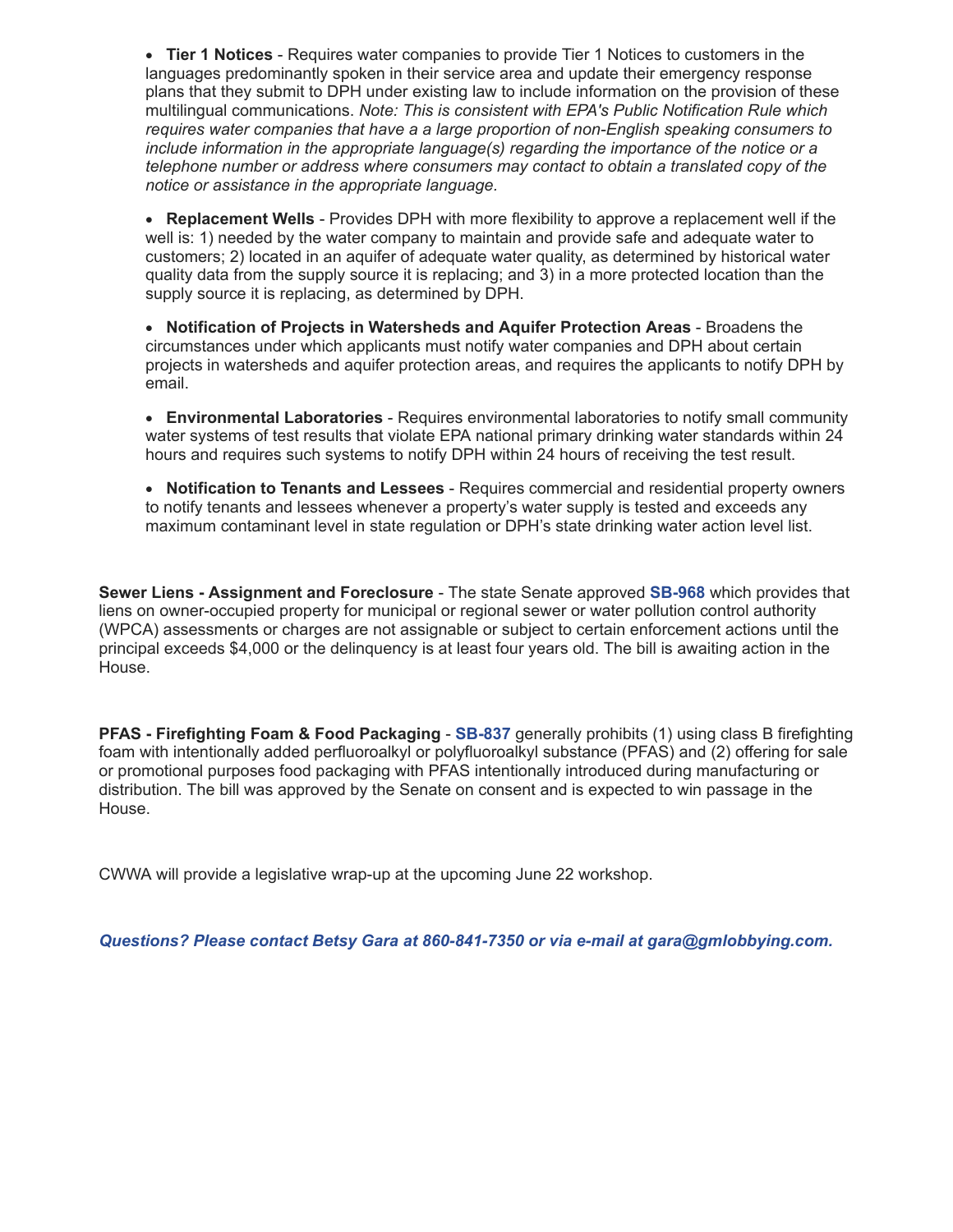- **Tier 1 Notices** - Requires water companies to provide Tier 1 Notices to customers in the languages predominantly spoken in their service area and update their emergency response plans that they submit to DPH under existing law to include information on the provision of these multilingual communications. *Note: This is consistent with EPA's Public Notification Rule which requires water companies that have a a large proportion of non-English speaking consumers to include information in the appropriate language(s) regarding the importance of the notice or a telephone number or address where consumers may contact to obtain a translated copy of the notice or assistance in the appropriate language.*

- **Replacement Wells** - Provides DPH with more flexibility to approve a replacement well if the well is: 1) needed by the water company to maintain and provide safe and adequate water to customers; 2) located in an aquifer of adequate water quality, as determined by historical water quality data from the supply source it is replacing; and 3) in a more protected location than the supply source it is replacing, as determined by DPH.

- **Notification of Projects in Watersheds and Aquifer Protection Areas** - Broadens the circumstances under which applicants must notify water companies and DPH about certain projects in watersheds and aquifer protection areas, and requires the applicants to notify DPH by email.

- **Environmental Laboratories** - Requires environmental laboratories to notify small community water systems of test results that violate EPA national primary drinking water standards within 24 hours and requires such systems to notify DPH within 24 hours of receiving the test result.

- **Notification to Tenants and Lessees** - Requires commercial and residential property owners to notify tenants and lessees whenever a property's water supply is tested and exceeds any maximum contaminant level in state regulation or DPH's state drinking water action level list.

**Sewer Liens - Assignment and Foreclosure** - The state Senate approved **SB-968** which provides that liens on owner-occupied property for municipal or regional sewer or water pollution control authority (WPCA) assessments or charges are not assignable or subject to certain enforcement actions until the principal exceeds $4,000 or the delinquency is at least four years old. The bill is awaiting action in the House.

**PFAS - Firefighting Foam & Food Packaging** - **SB-837** generally prohibits (1) using class B firefighting foam with intentionally added perfluoroalkyl or polyfluoroalkyl substance (PFAS) and (2) offering for sale or promotional purposes food packaging with PFAS intentionally introduced during manufacturing or distribution. The bill was approved by the Senate on consent and is expected to win passage in the House.

CWWA will provide a legislative wrap-up at the upcoming June 22 workshop.

***Questions? Please contact Betsy Gara at 860-841-7350 or via e-mail at gara@gmlobbying.com.***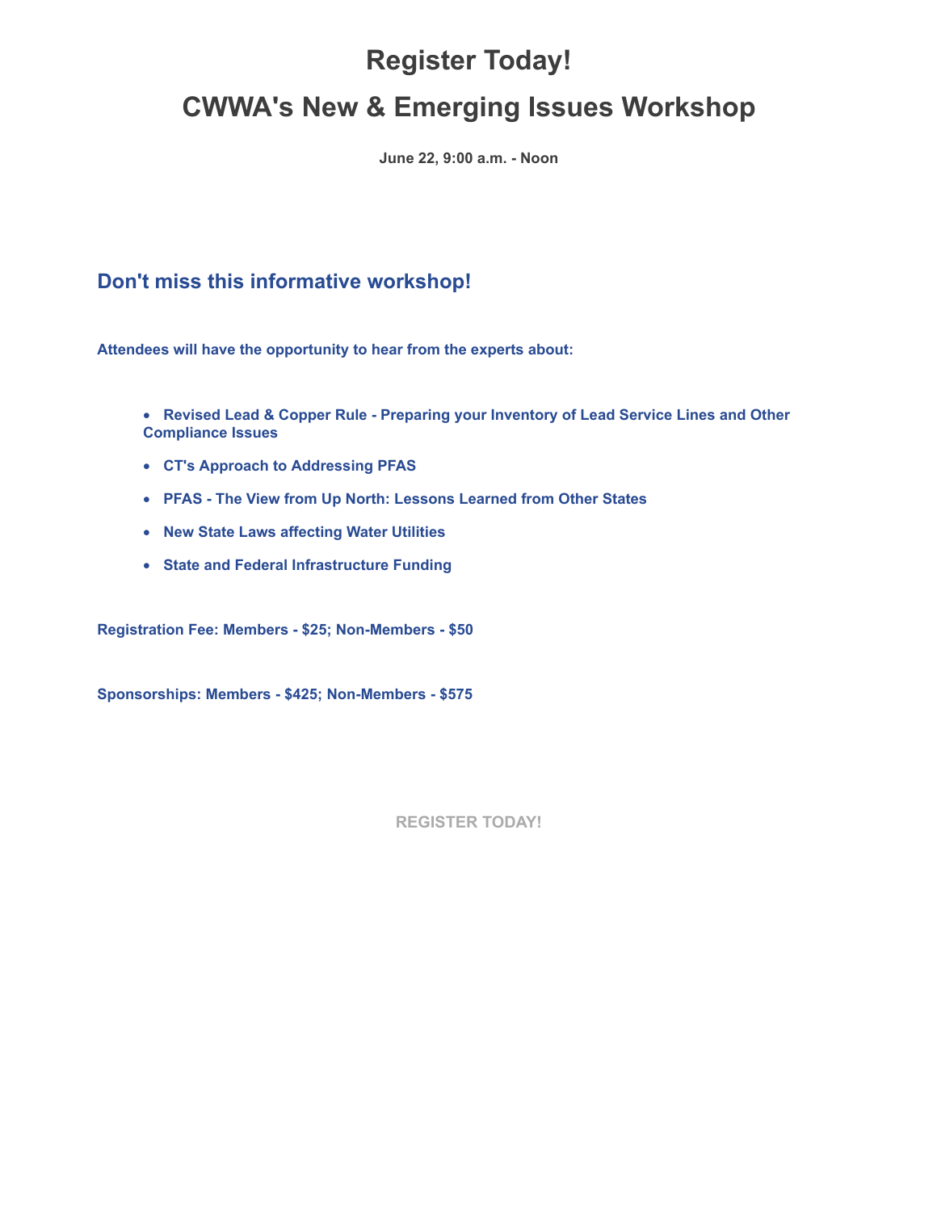# Register Today!

# CWWA's New & Emerging Issues Workshop

**June 22, 9:00 a.m. - Noon**

## Don't miss this informative workshop!

**Attendees will have the opportunity to hear from the experts about:**

- **Revised Lead & Copper Rule - Preparing your Inventory of Lead Service Lines and Other Compliance Issues**
- **CT's Approach to Addressing PFAS**
- **PFAS - The View from Up North: Lessons Learned from Other States**
- **New State Laws affecting Water Utilities**
- **State and Federal Infrastructure Funding**

**Registration Fee: Members - $25; Non-Members - $50**

**Sponsorships: Members - $425; Non-Members - $575**

**REGISTER TODAY!**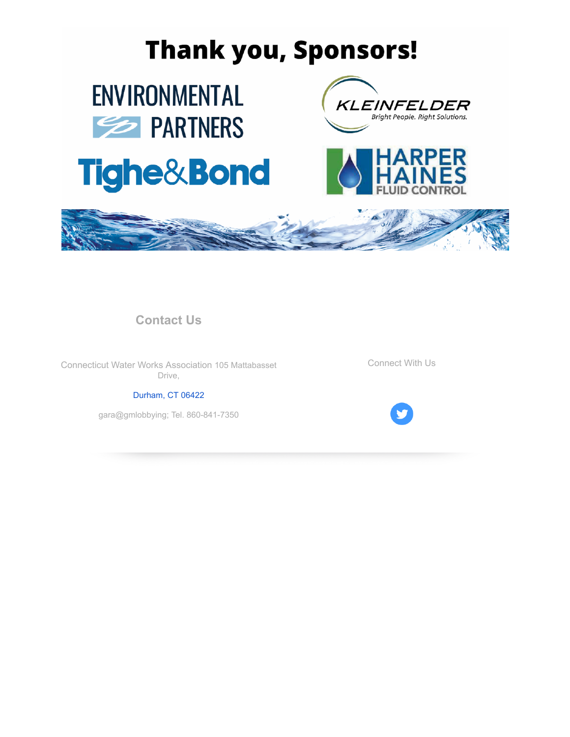# Thank you, Sponsors!

ENVIRONMENTAL PARTNERS

KLEINFELDER

Bright People. Right Solutions.

Tighe&Bond

HARPER HAINES FLUID CONTROL

## Contact Us

Connecticut Water Works Association 105 Mattabasset Drive,

Durham, CT 06422

gara@gmlobbying; Tel. 860-841-7350

Connect With Us